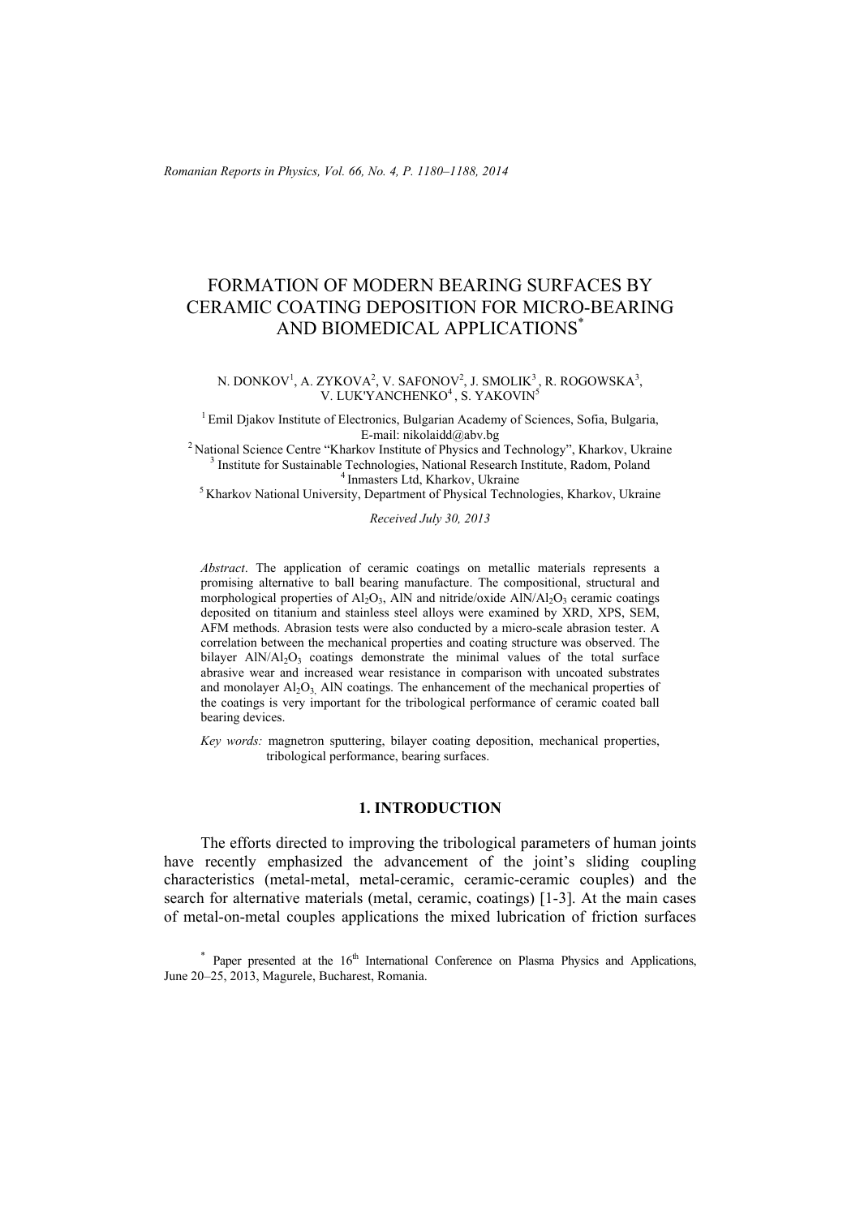# FORMATION OF MODERN BEARING SURFACES BY CERAMIC COATING DEPOSITION FOR MICRO-BEARING AND BIOMEDICAL APPLICATIONS*

N. DONKOV[1], A. ZYKOVA[2], V. SAFONOV[2], J. SMOLIK[3], R. ROGOWSKA[3], V. LUK'YANCHENKO[4], S. YAKOVIN[5]

[1] Emil Djakov Institute of Electronics, Bulgarian Academy of Sciences, Sofia, Bulgaria, E-mail: nikolaidd@abv.bg
[2] National Science Centre "Kharkov Institute of Physics and Technology", Kharkov, Ukraine
[3] Institute for Sustainable Technologies, National Research Institute, Radom, Poland
[4] Inmasters Ltd, Kharkov, Ukraine
[5] Kharkov National University, Department of Physical Technologies, Kharkov, Ukraine

*Received July 30, 2013*

*Abstract*. The application of ceramic coatings on metallic materials represents a promising alternative to ball bearing manufacture. The compositional, structural and morphological properties of $Al_2O_3$, AlN and nitride/oxide $AlN/Al_2O_3$ ceramic coatings deposited on titanium and stainless steel alloys were examined by XRD, XPS, SEM, AFM methods. Abrasion tests were also conducted by a micro-scale abrasion tester. A correlation between the mechanical properties and coating structure was observed. The bilayer $AlN/Al_2O_3$ coatings demonstrate the minimal values of the total surface abrasive wear and increased wear resistance in comparison with uncoated substrates and monolayer $Al_2O_3$, AlN coatings. The enhancement of the mechanical properties of the coatings is very important for the tribological performance of ceramic coated ball bearing devices.

*Key words:* magnetron sputtering, bilayer coating deposition, mechanical properties, tribological performance, bearing surfaces.

## 1. INTRODUCTION

The efforts directed to improving the tribological parameters of human joints have recently emphasized the advancement of the joint's sliding coupling characteristics (metal-metal, metal-ceramic, ceramic-ceramic couples) and the search for alternative materials (metal, ceramic, coatings) [1-3]. At the main cases of metal-on-metal couples applications the mixed lubrication of friction surfaces

* Paper presented at the 16th International Conference on Plasma Physics and Applications, June 20–25, 2013, Magurele, Bucharest, Romania.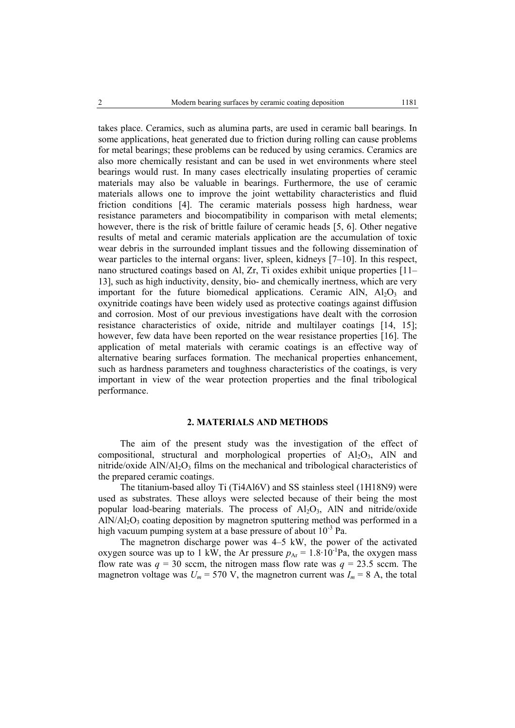takes place. Ceramics, such as alumina parts, are used in ceramic ball bearings. In some applications, heat generated due to friction during rolling can cause problems for metal bearings; these problems can be reduced by using ceramics. Ceramics are also more chemically resistant and can be used in wet environments where steel bearings would rust. In many cases electrically insulating properties of ceramic materials may also be valuable in bearings. Furthermore, the use of ceramic materials allows one to improve the joint wettability characteristics and fluid friction conditions [4]. The ceramic materials possess high hardness, wear resistance parameters and biocompatibility in comparison with metal elements; however, there is the risk of brittle failure of ceramic heads [5, 6]. Other negative results of metal and ceramic materials application are the accumulation of toxic wear debris in the surrounded implant tissues and the following dissemination of wear particles to the internal organs: liver, spleen, kidneys [7–10]. In this respect, nano structured coatings based on Al, Zr, Ti oxides exhibit unique properties [11–13], such as high inductivity, density, bio- and chemically inertness, which are very important for the future biomedical applications. Ceramic AlN, $Al_2O_3$ and oxynitride coatings have been widely used as protective coatings against diffusion and corrosion. Most of our previous investigations have dealt with the corrosion resistance characteristics of oxide, nitride and multilayer coatings [14, 15]; however, few data have been reported on the wear resistance properties [16]. The application of metal materials with ceramic coatings is an effective way of alternative bearing surfaces formation. The mechanical properties enhancement, such as hardness parameters and toughness characteristics of the coatings, is very important in view of the wear protection properties and the final tribological performance.

## 2. MATERIALS AND METHODS

The aim of the present study was the investigation of the effect of compositional, structural and morphological properties of $Al_2O_3$, AlN and nitride/oxide $AlN/Al_2O_3$ films on the mechanical and tribological characteristics of the prepared ceramic coatings.

The titanium-based alloy Ti (Ti4Al6V) and SS stainless steel (1H18N9) were used as substrates. These alloys were selected because of their being the most popular load-bearing materials. The process of $Al_2O_3$, AlN and nitride/oxide $AlN/Al_2O_3$ coating deposition by magnetron sputtering method was performed in a high vacuum pumping system at a base pressure of about $10^{-3}$ Pa.

The magnetron discharge power was 4–5 kW, the power of the activated oxygen source was up to 1 kW, the Ar pressure $p_{Ar} = 1.8 \cdot 10^{-1}$Pa, the oxygen mass flow rate was $q = 30$ sccm, the nitrogen mass flow rate was $q = 23.5$ sccm. The magnetron voltage was $U_m = 570$ V, the magnetron current was $I_m = 8$ A, the total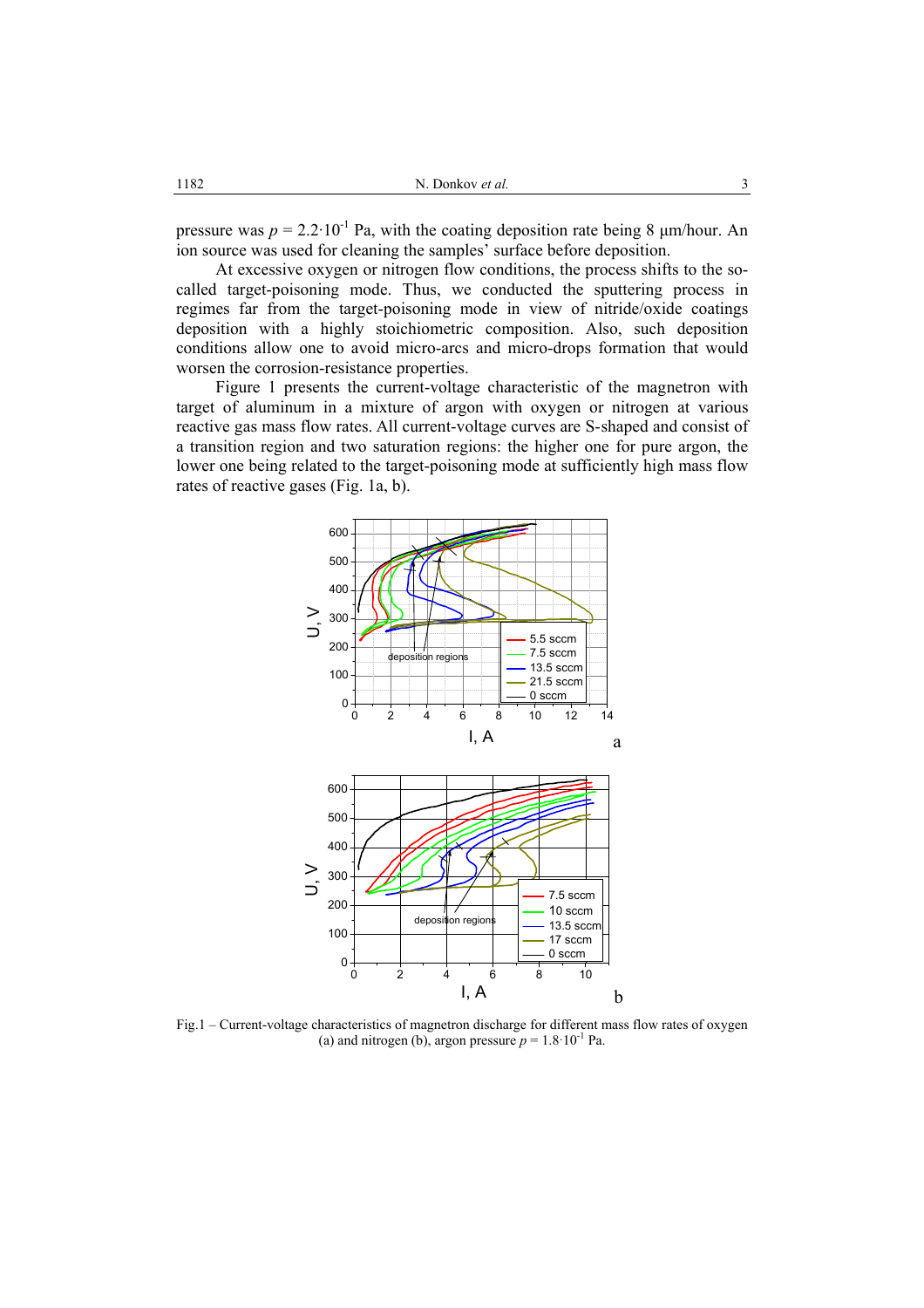pressure was $p = 2.2 \cdot 10^{-1}$ Pa, with the coating deposition rate being 8 μm/hour. An ion source was used for cleaning the samples' surface before deposition.

At excessive oxygen or nitrogen flow conditions, the process shifts to the so-called target-poisoning mode. Thus, we conducted the sputtering process in regimes far from the target-poisoning mode in view of nitride/oxide coatings deposition with a highly stoichiometric composition. Also, such deposition conditions allow one to avoid micro-arcs and micro-drops formation that would worsen the corrosion-resistance properties.

Figure 1 presents the current-voltage characteristic of the magnetron with target of aluminum in a mixture of argon with oxygen or nitrogen at various reactive gas mass flow rates. All current-voltage curves are S-shaped and consist of a transition region and two saturation regions: the higher one for pure argon, the lower one being related to the target-poisoning mode at sufficiently high mass flow rates of reactive gases (Fig. 1a, b).

Fig.1 – Current-voltage characteristics of magnetron discharge for different mass flow rates of oxygen (a) and nitrogen (b), argon pressure $p = 1.8 \cdot 10^{-1}$ Pa.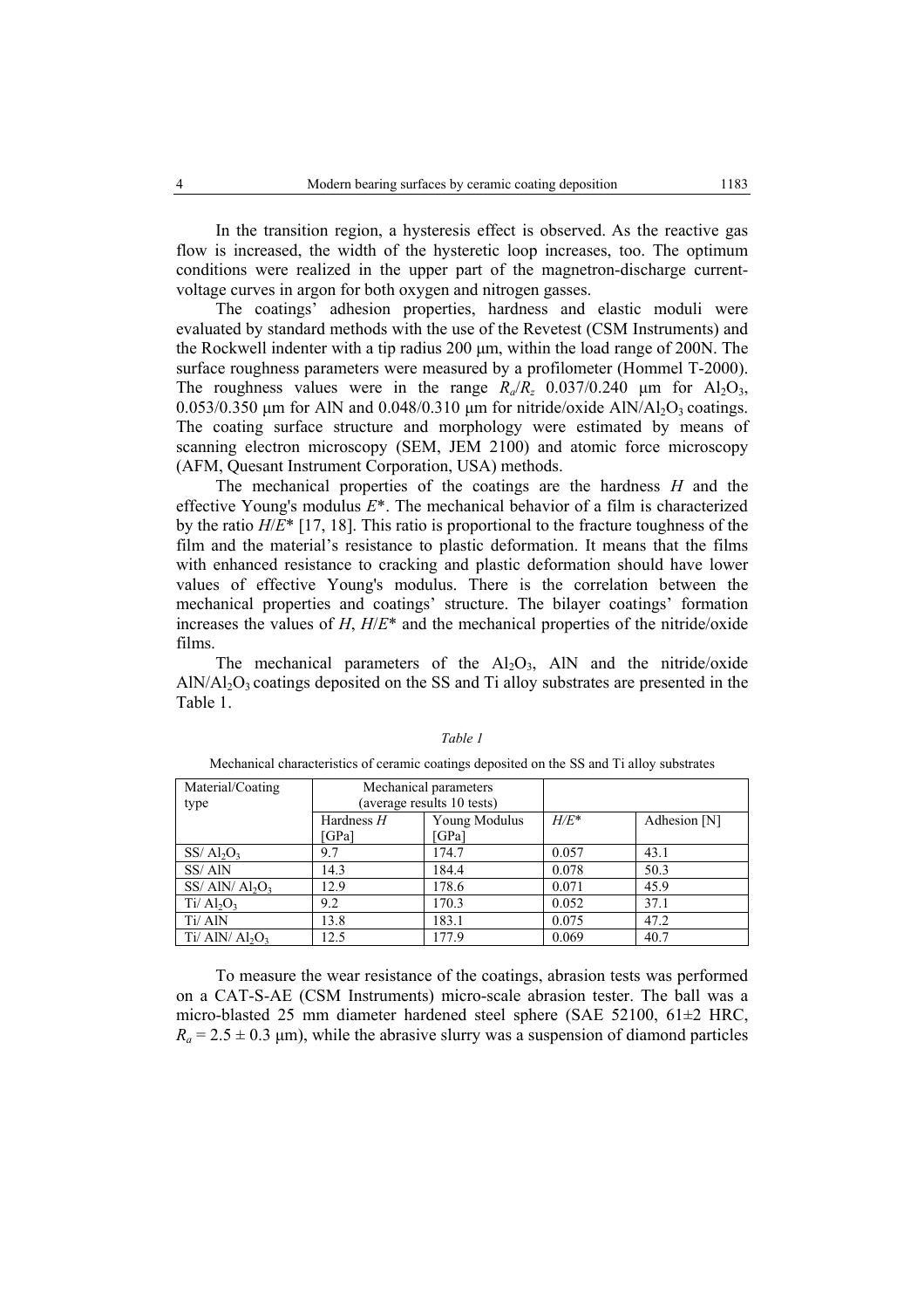In the transition region, a hysteresis effect is observed. As the reactive gas flow is increased, the width of the hysteretic loop increases, too. The optimum conditions were realized in the upper part of the magnetron-discharge current-voltage curves in argon for both oxygen and nitrogen gasses.

The coatings' adhesion properties, hardness and elastic moduli were evaluated by standard methods with the use of the Revetest (CSM Instruments) and the Rockwell indenter with a tip radius 200 μm, within the load range of 200N. The surface roughness parameters were measured by a profilometer (Hommel T-2000). The roughness values were in the range $R_a/R_z$ 0.037/0.240 μm for $Al_2O_3$, 0.053/0.350 μm for AlN and 0.048/0.310 μm for nitride/oxide $AlN/Al_2O_3$ coatings. The coating surface structure and morphology were estimated by means of scanning electron microscopy (SEM, JEM 2100) and atomic force microscopy (AFM, Quesant Instrument Corporation, USA) methods.

The mechanical properties of the coatings are the hardness *H* and the effective Young's modulus $E^*$. The mechanical behavior of a film is characterized by the ratio $H/E^*$ [17, 18]. This ratio is proportional to the fracture toughness of the film and the material's resistance to plastic deformation. It means that the films with enhanced resistance to cracking and plastic deformation should have lower values of effective Young's modulus. There is the correlation between the mechanical properties and coatings' structure. The bilayer coatings' formation increases the values of *H*, $H/E^*$ and the mechanical properties of the nitride/oxide films.

The mechanical parameters of the $Al_2O_3$, AlN and the nitride/oxide $AlN/Al_2O_3$ coatings deposited on the SS and Ti alloy substrates are presented in the Table 1.

*Table 1*

Mechanical characteristics of ceramic coatings deposited on the SS and Ti alloy substrates

| Material/Coating type | Mechanical parameters (average results 10 tests) | | | |
|---|---|---|---|---|
| | Hardness *H* [GPa] | Young Modulus [GPa] | $H/E^*$ | Adhesion [N] |
| SS/ $Al_2O_3$ | 9.7 | 174.7 | 0.057 | 43.1 |
| SS/ AlN | 14.3 | 184.4 | 0.078 | 50.3 |
| SS/ AlN/ $Al_2O_3$ | 12.9 | 178.6 | 0.071 | 45.9 |
| Ti/ $Al_2O_3$ | 9.2 | 170.3 | 0.052 | 37.1 |
| Ti/ AlN | 13.8 | 183.1 | 0.075 | 47.2 |
| Ti/ AlN/ $Al_2O_3$ | 12.5 | 177.9 | 0.069 | 40.7 |

To measure the wear resistance of the coatings, abrasion tests was performed on a CAT-S-AE (CSM Instruments) micro-scale abrasion tester. The ball was a micro-blasted 25 mm diameter hardened steel sphere (SAE 52100, 61±2 HRC, $R_a = 2.5 \pm 0.3$ μm), while the abrasive slurry was a suspension of diamond particles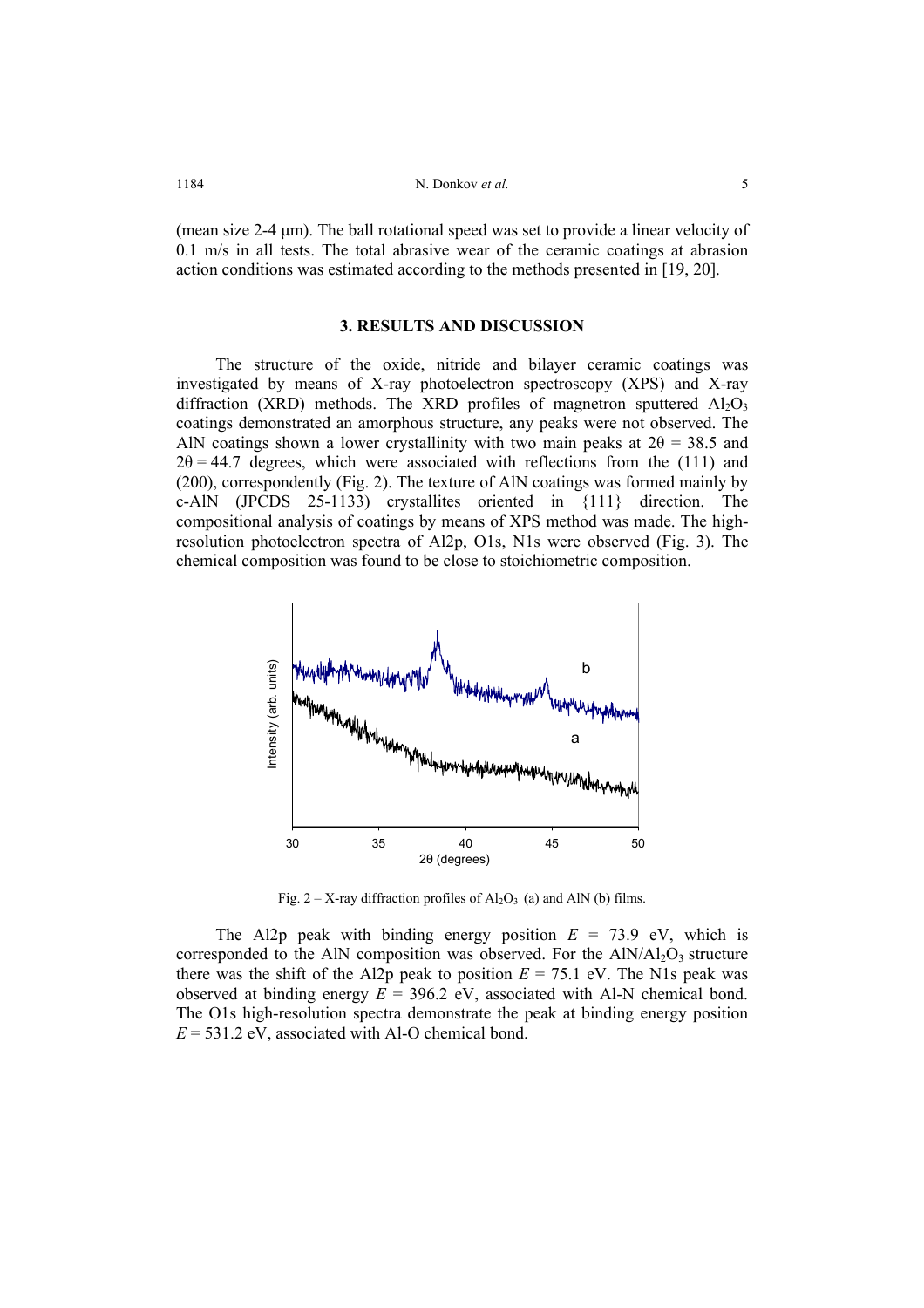(mean size 2-4 μm). The ball rotational speed was set to provide a linear velocity of 0.1 m/s in all tests. The total abrasive wear of the ceramic coatings at abrasion action conditions was estimated according to the methods presented in [19, 20].

### 3. RESULTS AND DISCUSSION

The structure of the oxide, nitride and bilayer ceramic coatings was investigated by means of X-ray photoelectron spectroscopy (XPS) and X-ray diffraction (XRD) methods. The XRD profiles of magnetron sputtered $Al_2O_3$ coatings demonstrated an amorphous structure, any peaks were not observed. The AlN coatings shown a lower crystallinity with two main peaks at $2\theta = 38.5$ and $2\theta = 44.7$ degrees, which were associated with reflections from the (111) and (200), correspondently (Fig. 2). The texture of AlN coatings was formed mainly by c-AlN (JPCDS 25-1133) crystallites oriented in {111} direction. The compositional analysis of coatings by means of XPS method was made. The high-resolution photoelectron spectra of Al2p, O1s, N1s were observed (Fig. 3). The chemical composition was found to be close to stoichiometric composition.

Fig. 2 – X-ray diffraction profiles of $Al_2O_3$ (a) and AlN (b) films.

The Al2p peak with binding energy position $E$ = 73.9 eV, which is corresponded to the AlN composition was observed. For the AlN/$Al_2O_3$ structure there was the shift of the Al2p peak to position $E$ = 75.1 eV. The N1s peak was observed at binding energy $E$ = 396.2 eV, associated with Al-N chemical bond. The O1s high-resolution spectra demonstrate the peak at binding energy position $E$ = 531.2 eV, associated with Al-O chemical bond.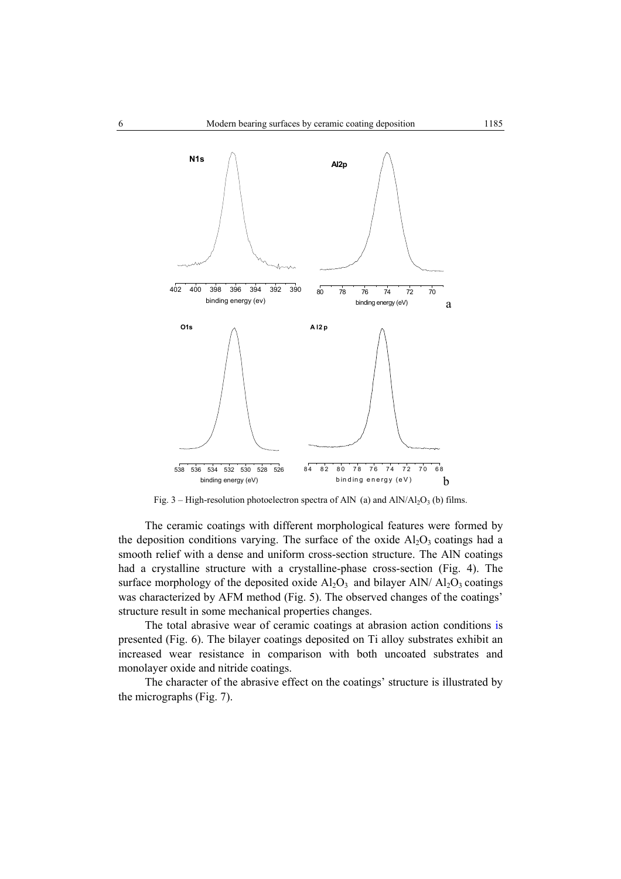Fig. 3 – High-resolution photoelectron spectra of AlN (a) and $AlN/Al_2O_3$ (b) films.

The ceramic coatings with different morphological features were formed by the deposition conditions varying. The surface of the oxide $Al_2O_3$ coatings had a smooth relief with a dense and uniform cross-section structure. The AlN coatings had a crystalline structure with a crystalline-phase cross-section (Fig. 4). The surface morphology of the deposited oxide $Al_2O_3$ and bilayer AlN/ $Al_2O_3$ coatings was characterized by AFM method (Fig. 5). The observed changes of the coatings' structure result in some mechanical properties changes.

The total abrasive wear of ceramic coatings at abrasion action conditions is presented (Fig. 6). The bilayer coatings deposited on Ti alloy substrates exhibit an increased wear resistance in comparison with both uncoated substrates and monolayer oxide and nitride coatings.

The character of the abrasive effect on the coatings' structure is illustrated by the micrographs (Fig. 7).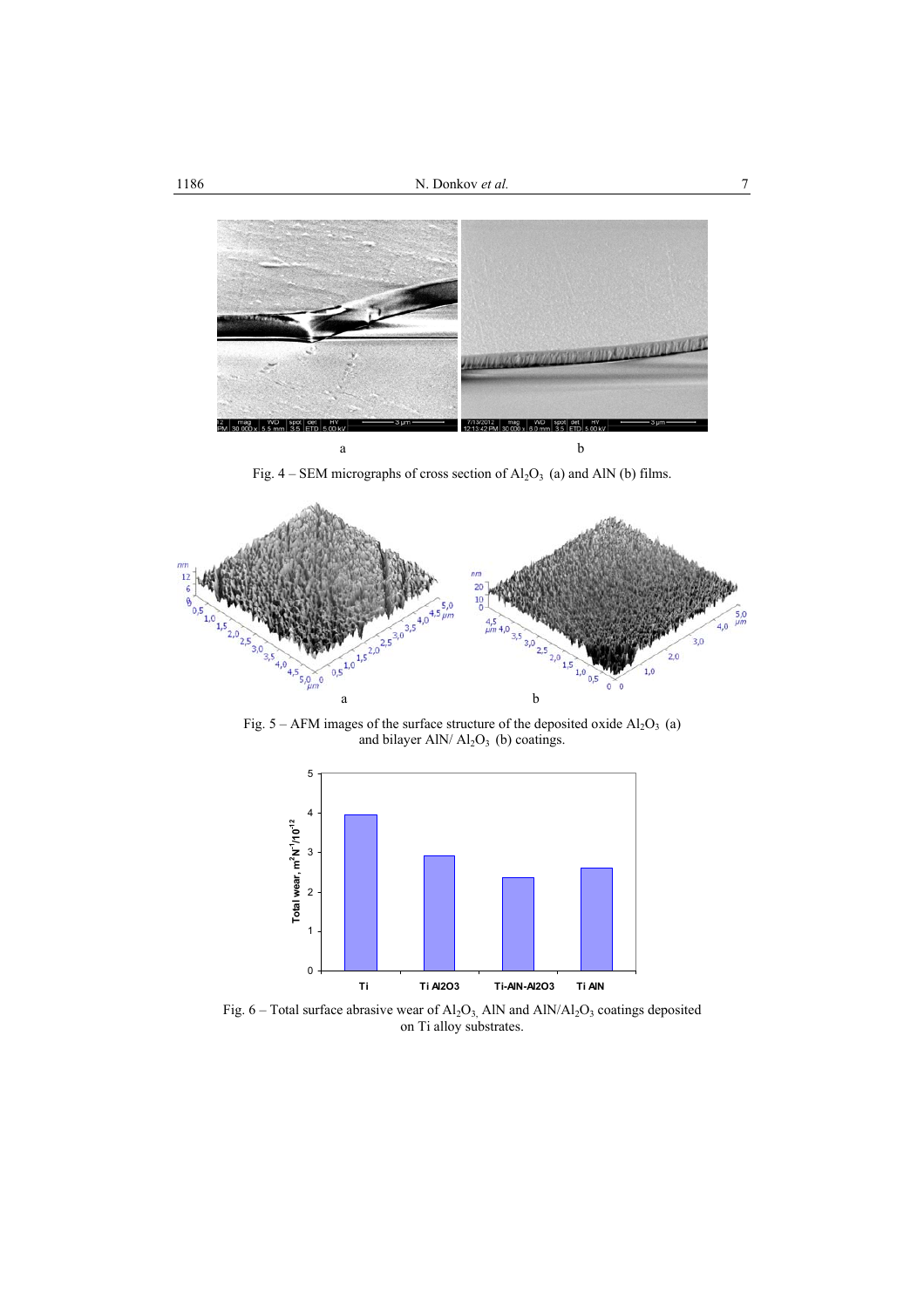Fig. 4 – SEM micrographs of cross section of $Al_2O_3$ (a) and AlN (b) films.

Fig. 5 – AFM images of the surface structure of the deposited oxide $Al_2O_3$ (a) and bilayer AlN/ $Al_2O_3$ (b) coatings.

Fig. 6 – Total surface abrasive wear of $Al_2O_3$, AlN and $AlN/Al_2O_3$ coatings deposited on Ti alloy substrates.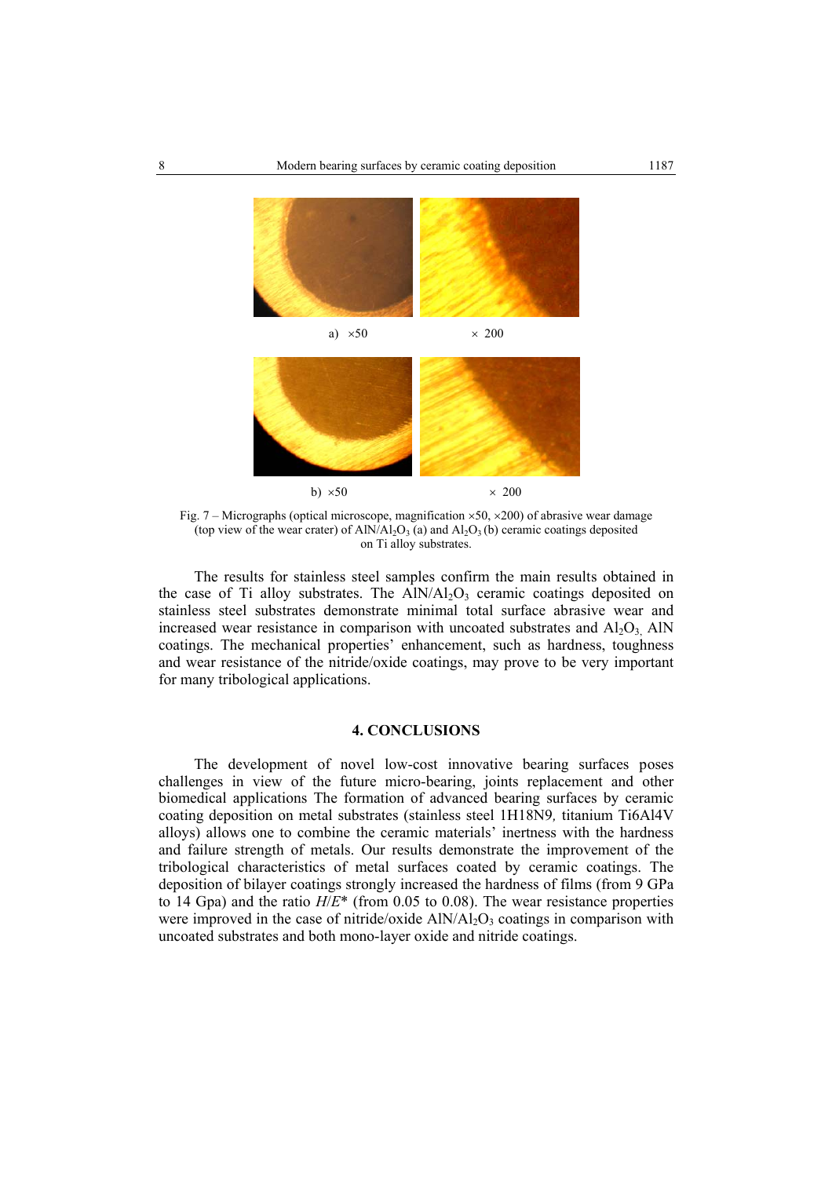a) ×50 × 200

b) ×50 × 200

Fig. 7 – Micrographs (optical microscope, magnification ×50, ×200) of abrasive wear damage (top view of the wear crater) of $AlN/Al_2O_3$ (a) and $Al_2O_3$ (b) ceramic coatings deposited on Ti alloy substrates.

The results for stainless steel samples confirm the main results obtained in the case of Ti alloy substrates. The $AlN/Al_2O_3$ ceramic coatings deposited on stainless steel substrates demonstrate minimal total surface abrasive wear and increased wear resistance in comparison with uncoated substrates and $Al_2O_3$, AlN coatings. The mechanical properties' enhancement, such as hardness, toughness and wear resistance of the nitride/oxide coatings, may prove to be very important for many tribological applications.

## 4. CONCLUSIONS

The development of novel low-cost innovative bearing surfaces poses challenges in view of the future micro-bearing, joints replacement and other biomedical applications The formation of advanced bearing surfaces by ceramic coating deposition on metal substrates (stainless steel 1H18N9, titanium Ti6Al4V alloys) allows one to combine the ceramic materials' inertness with the hardness and failure strength of metals. Our results demonstrate the improvement of the tribological characteristics of metal surfaces coated by ceramic coatings. The deposition of bilayer coatings strongly increased the hardness of films (from 9 GPa to 14 Gpa) and the ratio $H/E^*$ (from 0.05 to 0.08). The wear resistance properties were improved in the case of nitride/oxide $AlN/Al_2O_3$ coatings in comparison with uncoated substrates and both mono-layer oxide and nitride coatings.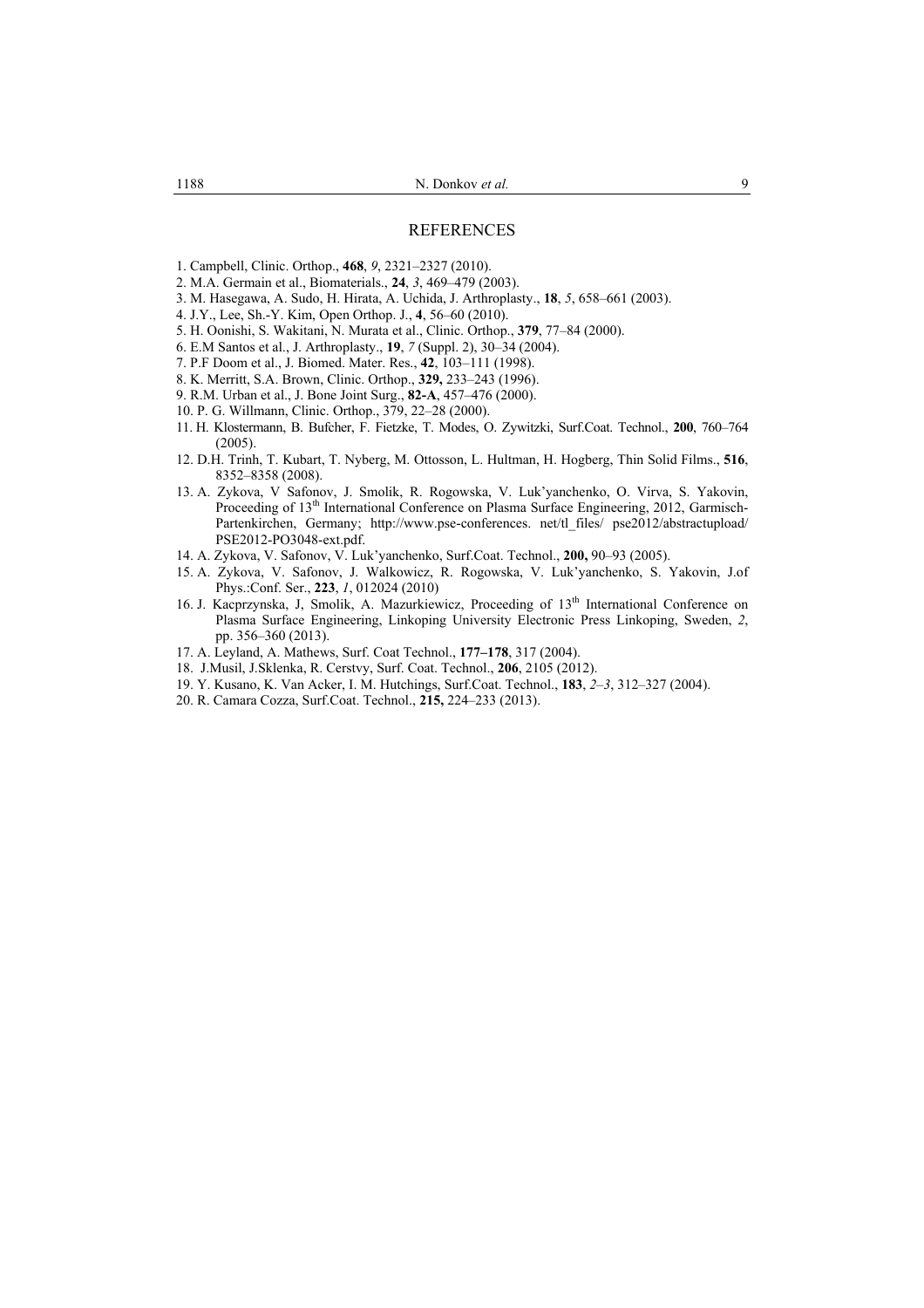## REFERENCES

1. Campbell, Clinic. Orthop., **468**, *9*, 2321–2327 (2010).
2. M.A. Germain et al., Biomaterials., **24**, *3*, 469–479 (2003).
3. M. Hasegawa, A. Sudo, H. Hirata, A. Uchida, J. Arthroplasty., **18**, *5*, 658–661 (2003).
4. J.Y., Lee, Sh.-Y. Kim, Open Orthop. J., **4**, 56–60 (2010).
5. H. Oonishi, S. Wakitani, N. Murata et al., Clinic. Orthop., **379**, 77–84 (2000).
6. E.M Santos et al., J. Arthroplasty., **19**, *7* (Suppl. 2), 30–34 (2004).
7. P.F Doom et al., J. Biomed. Mater. Res., **42**, 103–111 (1998).
8. K. Merritt, S.A. Brown, Clinic. Orthop., **329,** 233–243 (1996).
9. R.M. Urban et al., J. Bone Joint Surg., **82-A**, 457–476 (2000).
10. P. G. Willmann, Clinic. Orthop., 379, 22–28 (2000).
11. H. Klostermann, B. Bufcher, F. Fietzke, T. Modes, O. Zywitzki, Surf.Coat. Technol., **200**, 760–764 (2005).
12. D.H. Trinh, T. Kubart, T. Nyberg, M. Ottosson, L. Hultman, H. Hogberg, Thin Solid Films., **516**, 8352–8358 (2008).
13. A. Zykova, V Safonov, J. Smolik, R. Rogowska, V. Luk'yanchenko, O. Virva, S. Yakovin, Proceeding of 13[th] International Conference on Plasma Surface Engineering, 2012, Garmisch-Partenkirchen, Germany; http://www.pse-conferences. net/tl_files/ pse2012/abstractupload/ PSE2012-PO3048-ext.pdf.
14. A. Zykova, V. Safonov, V. Luk'yanchenko, Surf.Coat. Technol., **200,** 90–93 (2005).
15. A. Zykova, V. Safonov, J. Walkowicz, R. Rogowska, V. Luk'yanchenko, S. Yakovin, J.of Phys.:Conf. Ser., **223**, *1*, 012024 (2010)
16. J. Kacprzynska, J, Smolik, A. Mazurkiewicz, Proceeding of 13[th] International Conference on Plasma Surface Engineering, Linkoping University Electronic Press Linkoping, Sweden, *2*, pp. 356–360 (2013).
17. A. Leyland, A. Mathews, Surf. Coat Technol., **177–178**, 317 (2004).
18. J.Musil, J.Sklenka, R. Cerstvy, Surf. Coat. Technol., **206**, 2105 (2012).
19. Y. Kusano, K. Van Acker, I. M. Hutchings, Surf.Coat. Technol., **183**, *2–3*, 312–327 (2004).
20. R. Camara Cozza, Surf.Coat. Technol., **215,** 224–233 (2013).